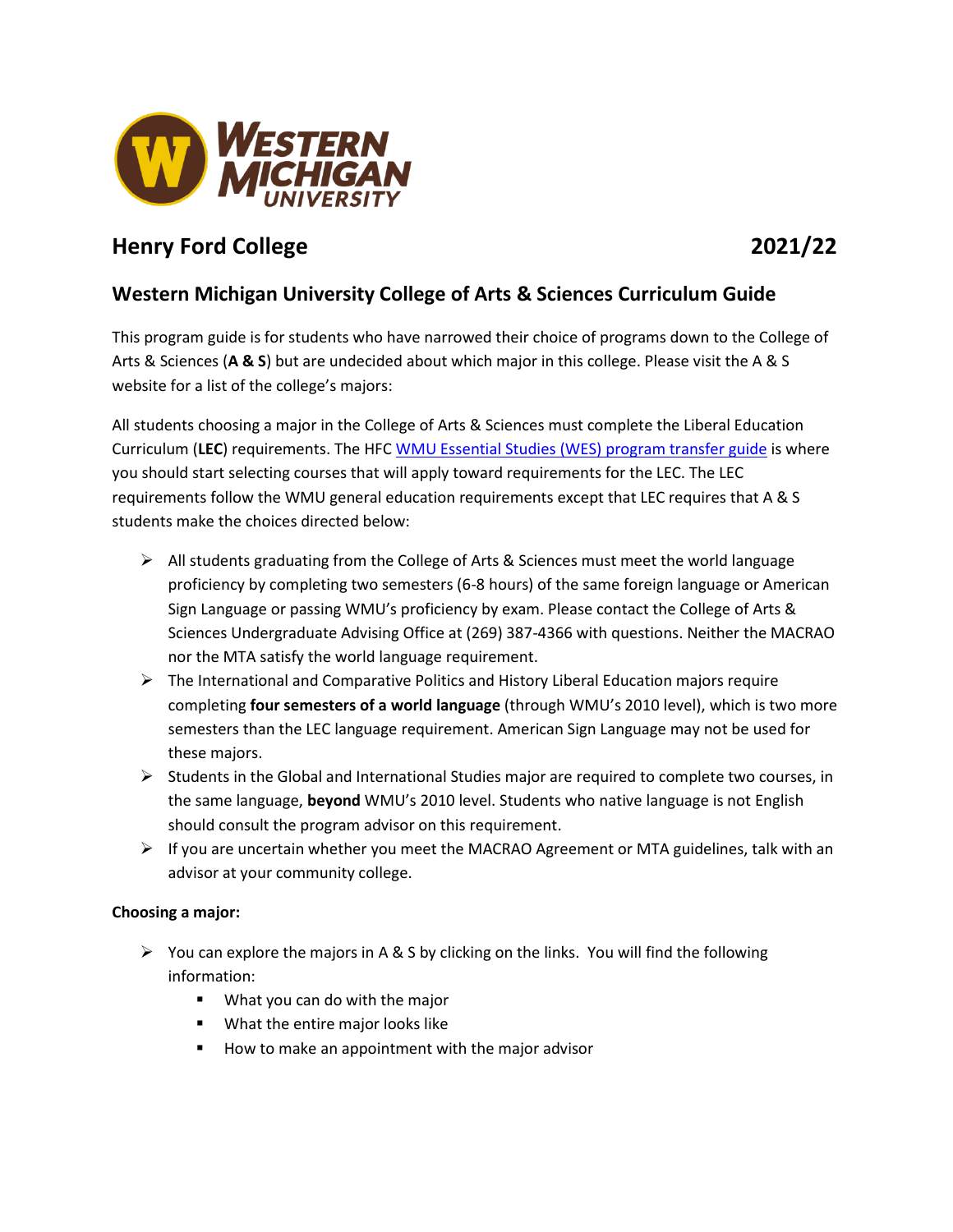# Henry Ford College 2021/22

## Western Michigan University College of Arts & Sciences Curriculum Guide

This program guide is for students who have narrowed their choice of programs down to the College of Arts & Sciences (**A & S**) but are undecided about which major in this college. Please visit the A & S website for a list of the college's majors:

All students choosing a major in the College of Arts & Sciences must complete the Liberal Education Curriculum (**LEC**) requirements. The HFC [WMU Essential Studies (WES) program transfer guide]() is where you should start selecting courses that will apply toward requirements for the LEC. The LEC requirements follow the WMU general education requirements except that LEC requires that A & S students make the choices directed below:

- All students graduating from the College of Arts & Sciences must meet the world language proficiency by completing two semesters (6-8 hours) of the same foreign language or American Sign Language or passing WMU's proficiency by exam. Please contact the College of Arts & Sciences Undergraduate Advising Office at (269) 387-4366 with questions. Neither the MACRAO nor the MTA satisfy the world language requirement.
- The International and Comparative Politics and History Liberal Education majors require completing **four semesters of a world language** (through WMU's 2010 level), which is two more semesters than the LEC language requirement. American Sign Language may not be used for these majors.
- Students in the Global and International Studies major are required to complete two courses, in the same language, **beyond** WMU's 2010 level. Students who native language is not English should consult the program advisor on this requirement.
- If you are uncertain whether you meet the MACRAO Agreement or MTA guidelines, talk with an advisor at your community college.

**Choosing a major:**

- You can explore the majors in A & S by clicking on the links. You will find the following information:
  - What you can do with the major
  - What the entire major looks like
  - How to make an appointment with the major advisor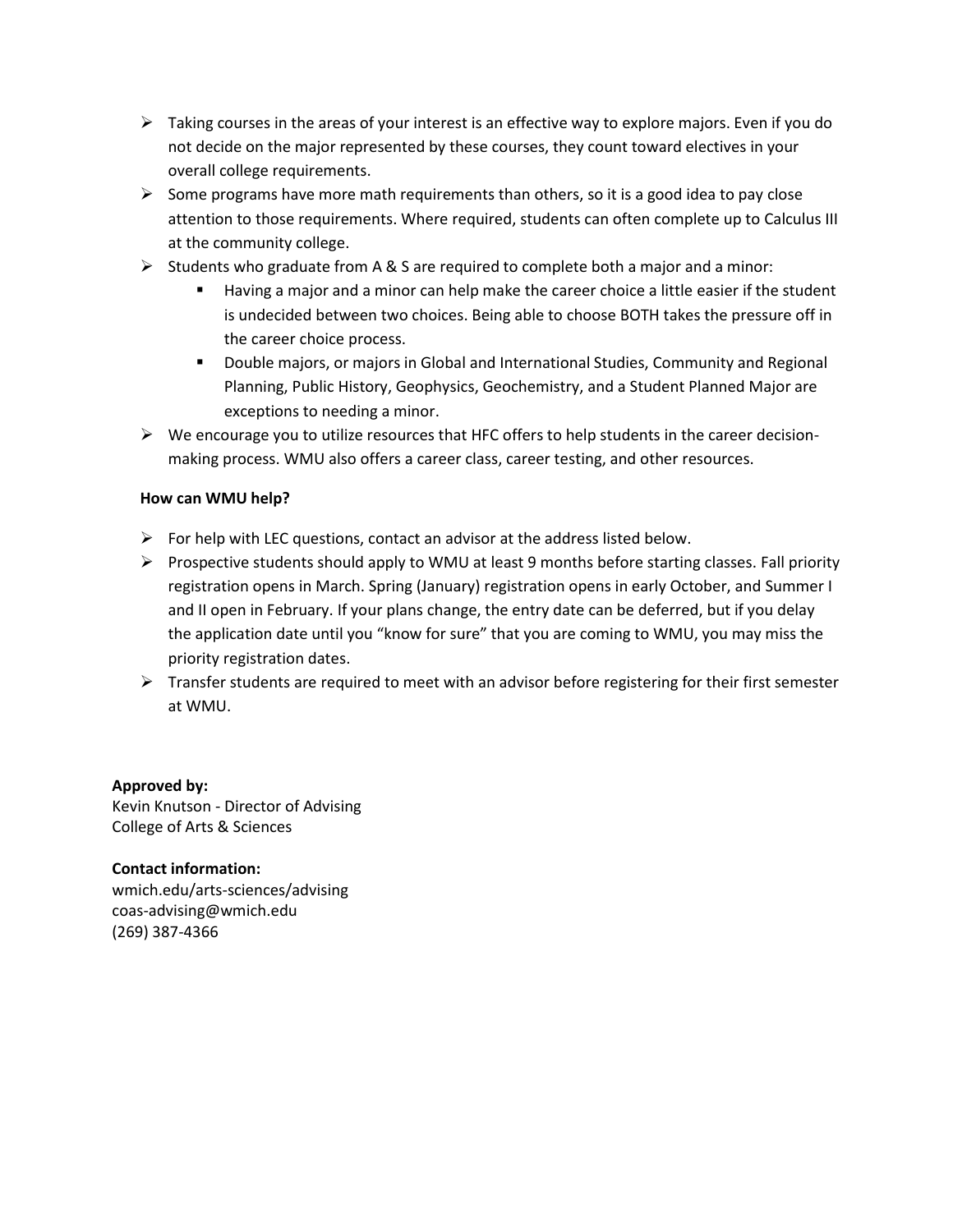- Taking courses in the areas of your interest is an effective way to explore majors. Even if you do not decide on the major represented by these courses, they count toward electives in your overall college requirements.
- Some programs have more math requirements than others, so it is a good idea to pay close attention to those requirements. Where required, students can often complete up to Calculus III at the community college.
- Students who graduate from A & S are required to complete both a major and a minor:
  - Having a major and a minor can help make the career choice a little easier if the student is undecided between two choices. Being able to choose BOTH takes the pressure off in the career choice process.
  - Double majors, or majors in Global and International Studies, Community and Regional Planning, Public History, Geophysics, Geochemistry, and a Student Planned Major are exceptions to needing a minor.
- We encourage you to utilize resources that HFC offers to help students in the career decision-making process. WMU also offers a career class, career testing, and other resources.

**How can WMU help?**

- For help with LEC questions, contact an advisor at the address listed below.
- Prospective students should apply to WMU at least 9 months before starting classes. Fall priority registration opens in March. Spring (January) registration opens in early October, and Summer I and II open in February. If your plans change, the entry date can be deferred, but if you delay the application date until you "know for sure" that you are coming to WMU, you may miss the priority registration dates.
- Transfer students are required to meet with an advisor before registering for their first semester at WMU.

**Approved by:**
Kevin Knutson - Director of Advising
College of Arts & Sciences

**Contact information:**
wmich.edu/arts-sciences/advising
coas-advising@wmich.edu
(269) 387-4366